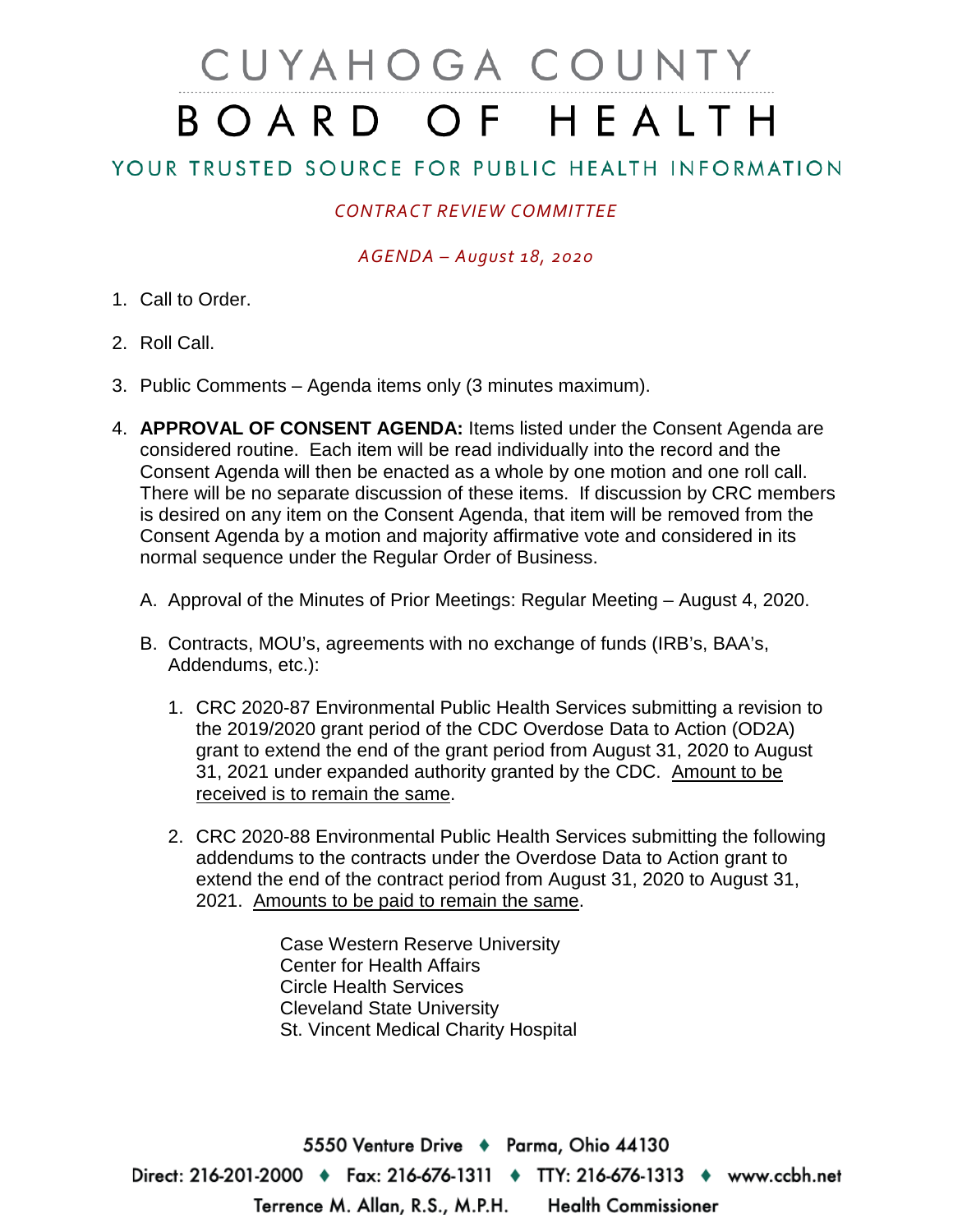# CUYAHOGA COUNTY

# BOARD OF HEALTH

## YOUR TRUSTED SOURCE FOR PUBLIC HEALTH INFORMATION

*CONTRACT REVIEW COMMITTEE*

*AGENDA – August 18, 2020*

1. Call to Order.

2. Roll Call.

3. Public Comments – Agenda items only (3 minutes maximum).

4. **APPROVAL OF CONSENT AGENDA:** Items listed under the Consent Agenda are considered routine. Each item will be read individually into the record and the Consent Agenda will then be enacted as a whole by one motion and one roll call. There will be no separate discussion of these items. If discussion by CRC members is desired on any item on the Consent Agenda, that item will be removed from the Consent Agenda by a motion and majority affirmative vote and considered in its normal sequence under the Regular Order of Business.

   A. Approval of the Minutes of Prior Meetings: Regular Meeting – August 4, 2020.

   B. Contracts, MOU's, agreements with no exchange of funds (IRB's, BAA's, Addendums, etc.):

      1. CRC 2020-87 Environmental Public Health Services submitting a revision to the 2019/2020 grant period of the CDC Overdose Data to Action (OD2A) grant to extend the end of the grant period from August 31, 2020 to August 31, 2021 under expanded authority granted by the CDC. <u>Amount to be received is to remain the same</u>.

      2. CRC 2020-88 Environmental Public Health Services submitting the following addendums to the contracts under the Overdose Data to Action grant to extend the end of the contract period from August 31, 2020 to August 31, 2021. <u>Amounts to be paid to remain the same</u>.

         Case Western Reserve University
         Center for Health Affairs
         Circle Health Services
         Cleveland State University
         St. Vincent Medical Charity Hospital

5550 Venture Drive ♦ Parma, Ohio 44130
Direct: 216-201-2000 ♦ Fax: 216-676-1311 ♦ TTY: 216-676-1313 ♦ www.ccbh.net
Terrence M. Allan, R.S., M.P.H. Health Commissioner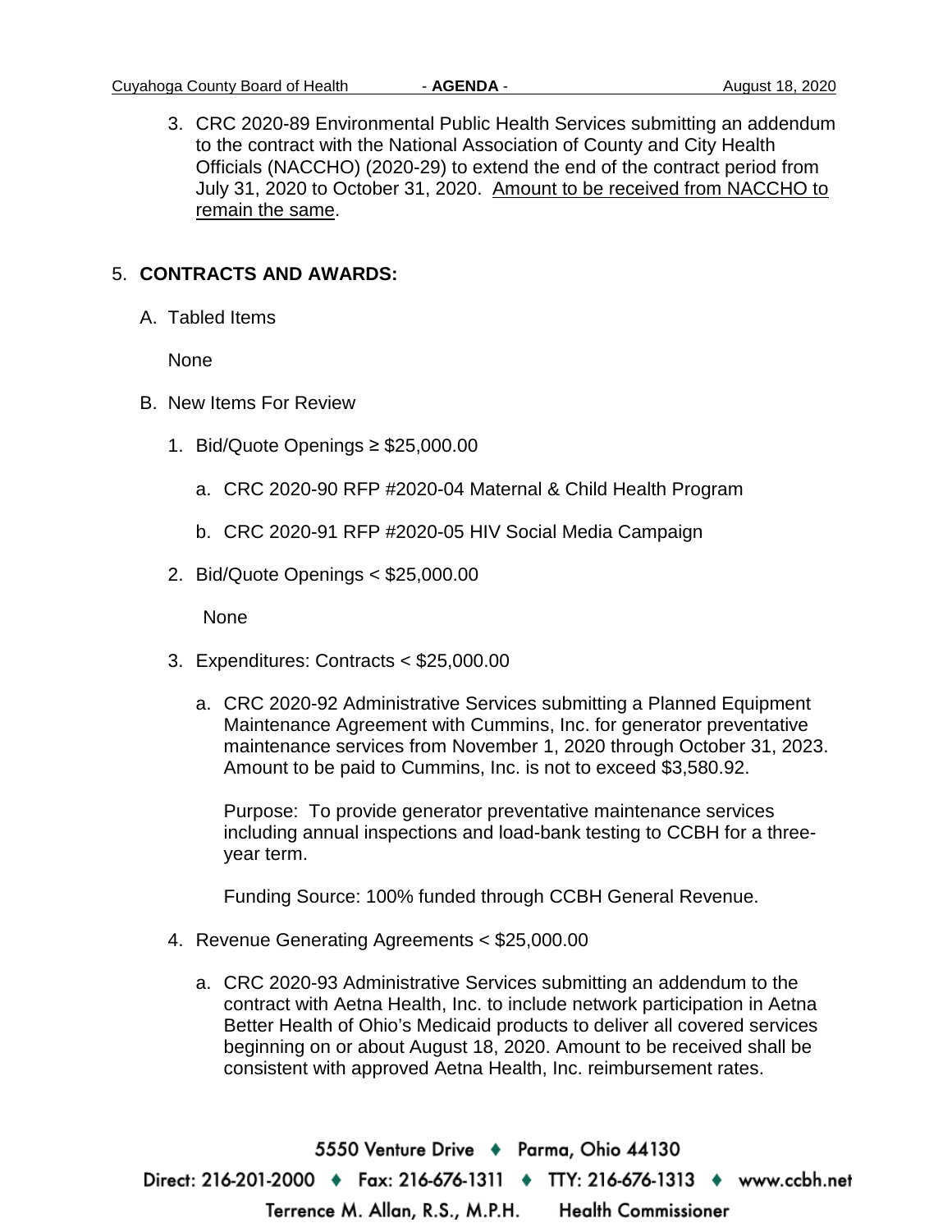3. CRC 2020-89 Environmental Public Health Services submitting an addendum to the contract with the National Association of County and City Health Officials (NACCHO) (2020-29) to extend the end of the contract period from July 31, 2020 to October 31, 2020. <u>Amount to be received from NACCHO to remain the same</u>.

5. **CONTRACTS AND AWARDS:**

   A. Tabled Items

      None

   B. New Items For Review

      1. Bid/Quote Openings ≥ $25,000.00

         a. CRC 2020-90 RFP #2020-04 Maternal & Child Health Program

         b. CRC 2020-91 RFP #2020-05 HIV Social Media Campaign

      2. Bid/Quote Openings < $25,000.00

         None

      3. Expenditures: Contracts < $25,000.00

         a. CRC 2020-92 Administrative Services submitting a Planned Equipment Maintenance Agreement with Cummins, Inc. for generator preventative maintenance services from November 1, 2020 through October 31, 2023. Amount to be paid to Cummins, Inc. is not to exceed $3,580.92.

            Purpose: To provide generator preventative maintenance services including annual inspections and load-bank testing to CCBH for a three-year term.

            Funding Source: 100% funded through CCBH General Revenue.

      4. Revenue Generating Agreements < $25,000.00

         a. CRC 2020-93 Administrative Services submitting an addendum to the contract with Aetna Health, Inc. to include network participation in Aetna Better Health of Ohio's Medicaid products to deliver all covered services beginning on or about August 18, 2020. Amount to be received shall be consistent with approved Aetna Health, Inc. reimbursement rates.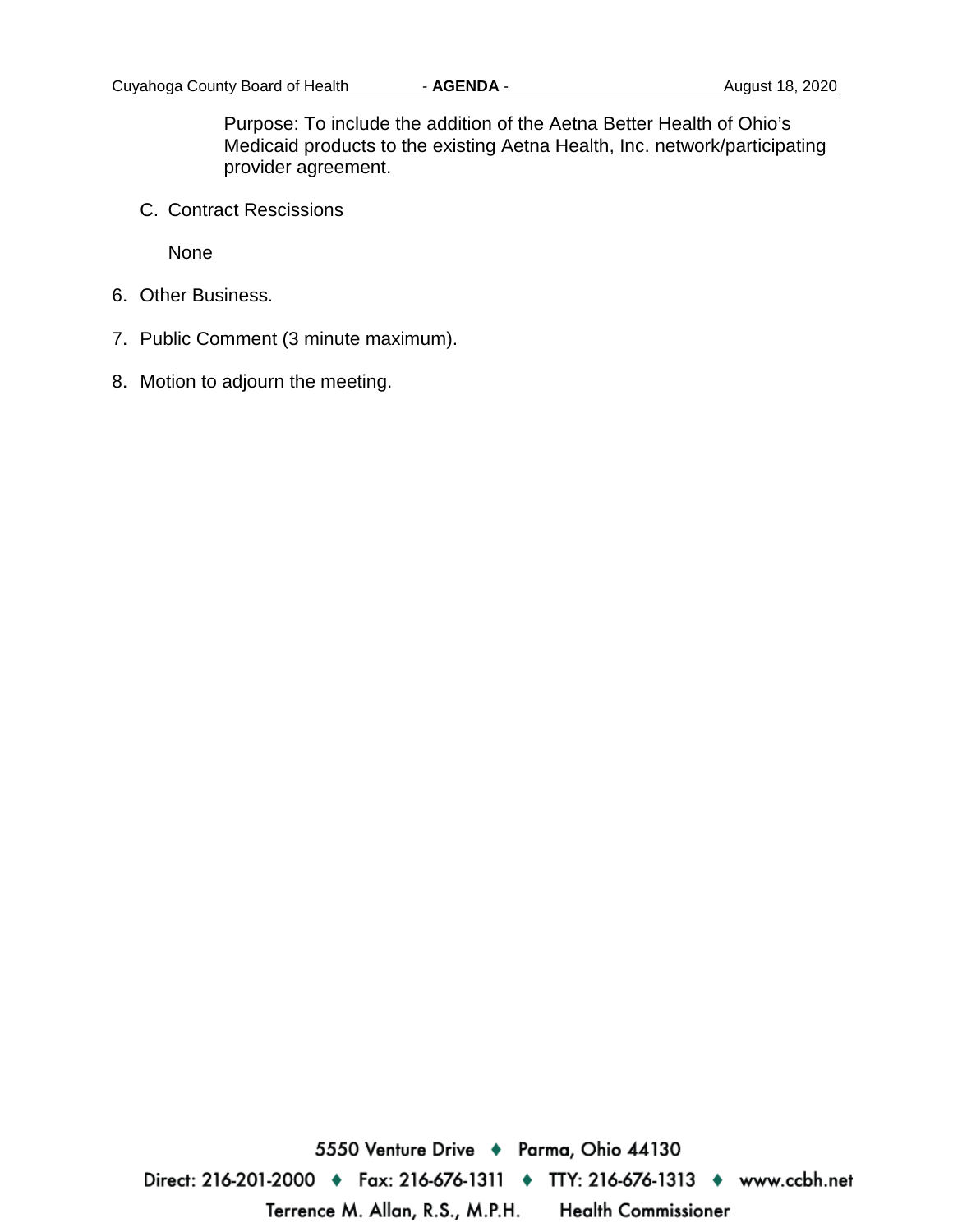Purpose: To include the addition of the Aetna Better Health of Ohio's Medicaid products to the existing Aetna Health, Inc. network/participating provider agreement.

C. Contract Rescissions

None

6. Other Business.

7. Public Comment (3 minute maximum).

8. Motion to adjourn the meeting.